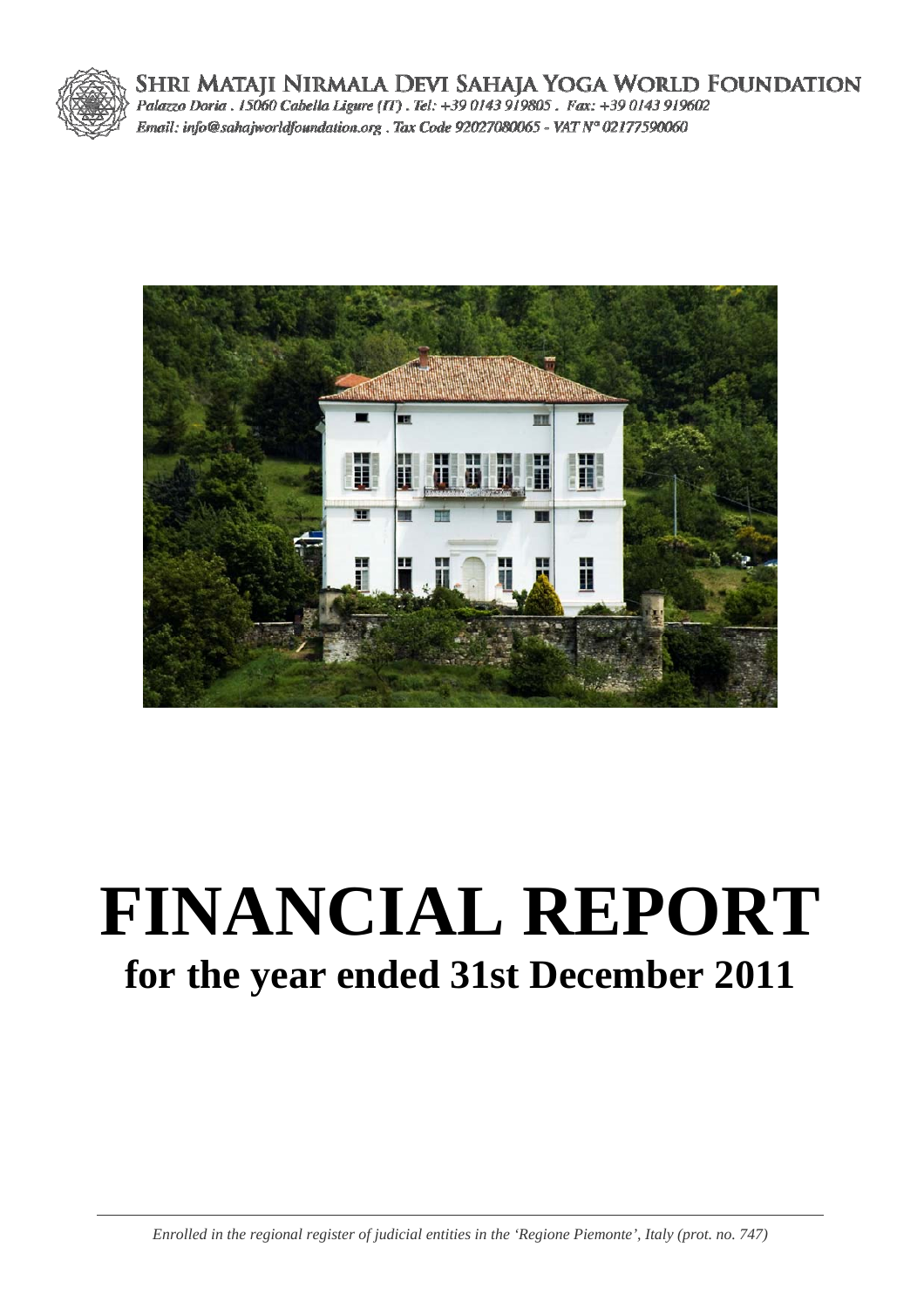SHRI MATAJI NIRMALA DEVI SAHAJA YOGA WORLD FOUNDATION

*Palazzo Doria . 15060 Cabella Ligure (IT) . Tel: +39 0143 919805 . Fax: +39 0143 919602*

*Email: info@sahajworldfoundation.org . Tax Code 92027080065 - VAT N° 02177590060*

# FINANCIAL REPORT

## for the year ended 31st December 2011

*Enrolled in the regional register of judicial entities in the 'Regione Piemonte', Italy (prot. no. 747)*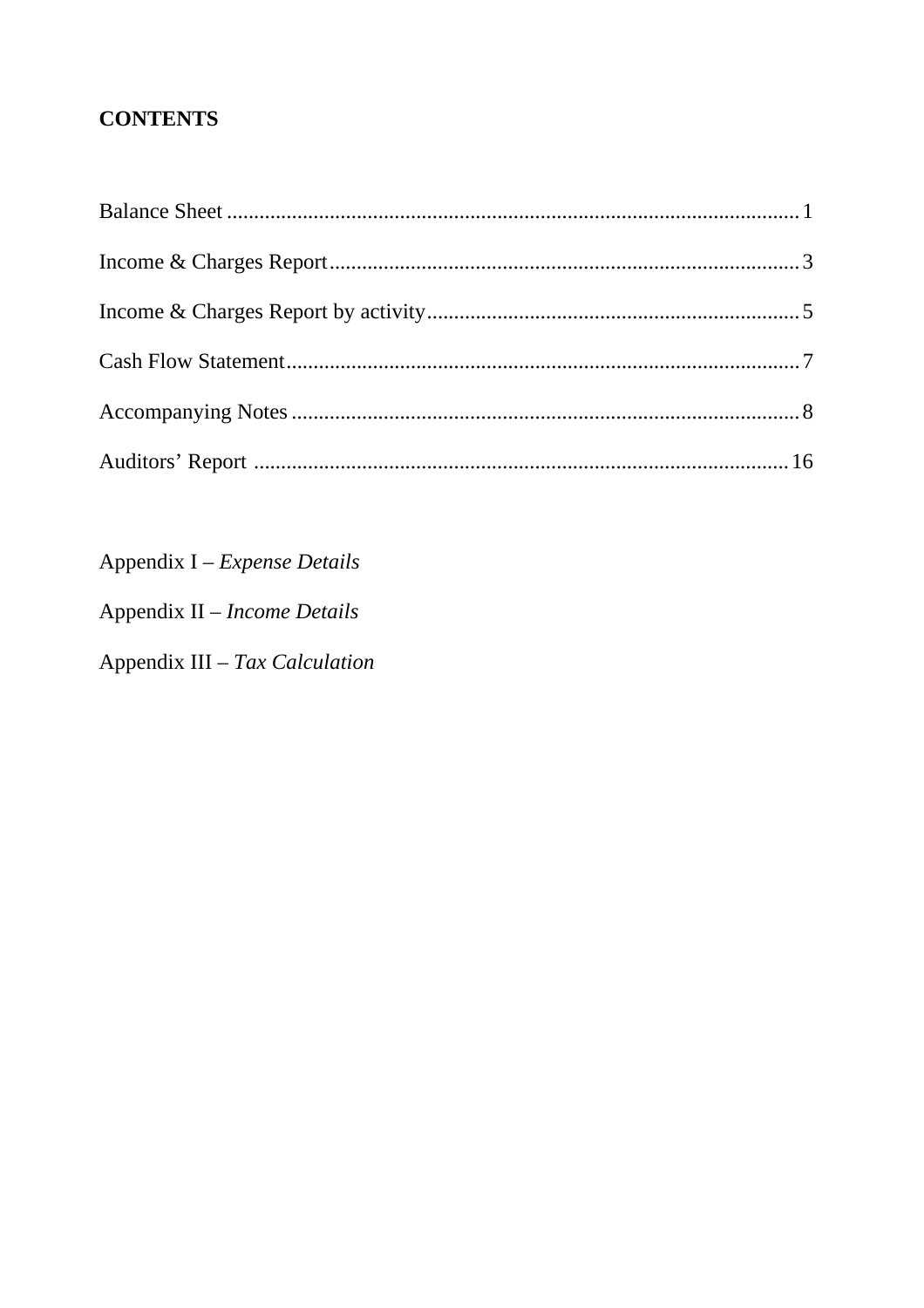**CONTENTS**

| | |
|---|---|
| Balance Sheet | 1 |
| Income & Charges Report | 3 |
| Income & Charges Report by activity | 5 |
| Cash Flow Statement | 7 |
| Accompanying Notes | 8 |
| Auditors' Report | 16 |

Appendix I – *Expense Details*

Appendix II – *Income Details*

Appendix III – *Tax Calculation*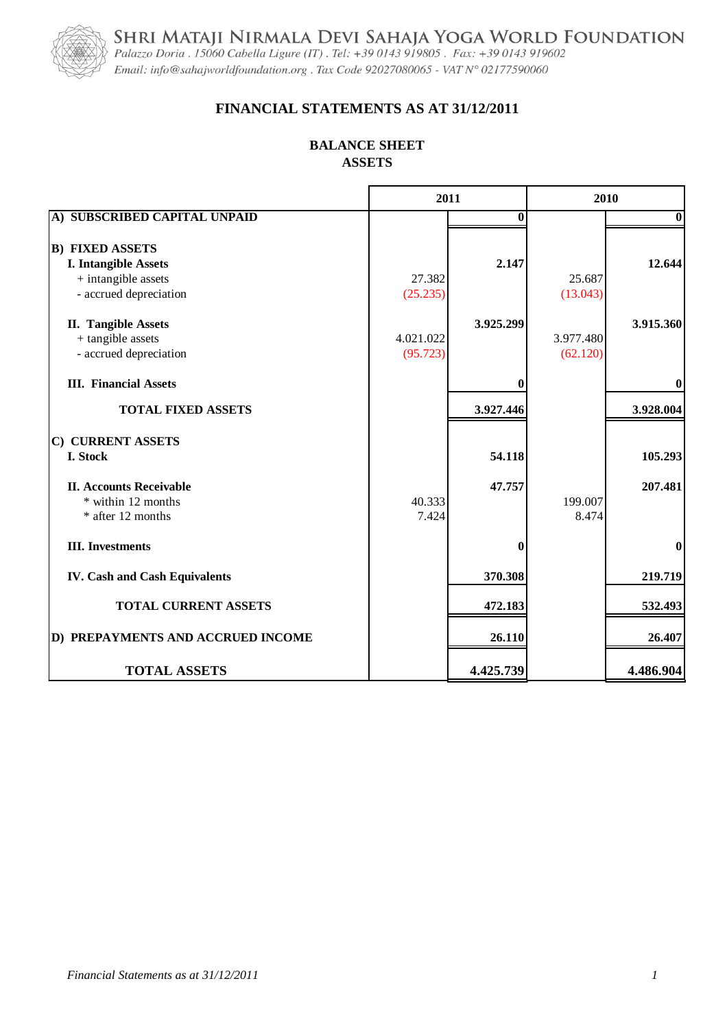SHRI MATAJI NIRMALA DEVI SAHAJA YOGA WORLD FOUNDATION

*Palazzo Doria . 15060 Cabella Ligure (IT) . Tel: +39 0143 919805 . Fax: +39 0143 919602*

*Email: info@sahajworldfoundation.org . Tax Code 92027080065 - VAT N° 02177590060*

## FINANCIAL STATEMENTS AS AT 31/12/2011

### BALANCE SHEET
### ASSETS

| | 2011 | | 2010 | |
|---|---|---|---|---|
| **A) SUBSCRIBED CAPITAL UNPAID** | | **0** | | **0** |
| **B) FIXED ASSETS** | | | | |
| **I. Intangible Assets** | | **2.147** | | **12.644** |
| + intangible assets | 27.382 | | 25.687 | |
| - accrued depreciation | (25.235) | | (13.043) | |
| **II. Tangible Assets** | | **3.925.299** | | **3.915.360** |
| + tangible assets | 4.021.022 | | 3.977.480 | |
| - accrued depreciation | (95.723) | | (62.120) | |
| **III. Financial Assets** | | **0** | | **0** |
| **TOTAL FIXED ASSETS** | | **3.927.446** | | **3.928.004** |
| **C) CURRENT ASSETS** | | | | |
| **I. Stock** | | **54.118** | | **105.293** |
| **II. Accounts Receivable** | | **47.757** | | **207.481** |
| * within 12 months | 40.333 | | 199.007 | |
| * after 12 months | 7.424 | | 8.474 | |
| **III. Investments** | | **0** | | **0** |
| **IV. Cash and Cash Equivalents** | | **370.308** | | **219.719** |
| **TOTAL CURRENT ASSETS** | | **472.183** | | **532.493** |
| **D) PREPAYMENTS AND ACCRUED INCOME** | | **26.110** | | **26.407** |
| **TOTAL ASSETS** | | **4.425.739** | | **4.486.904** |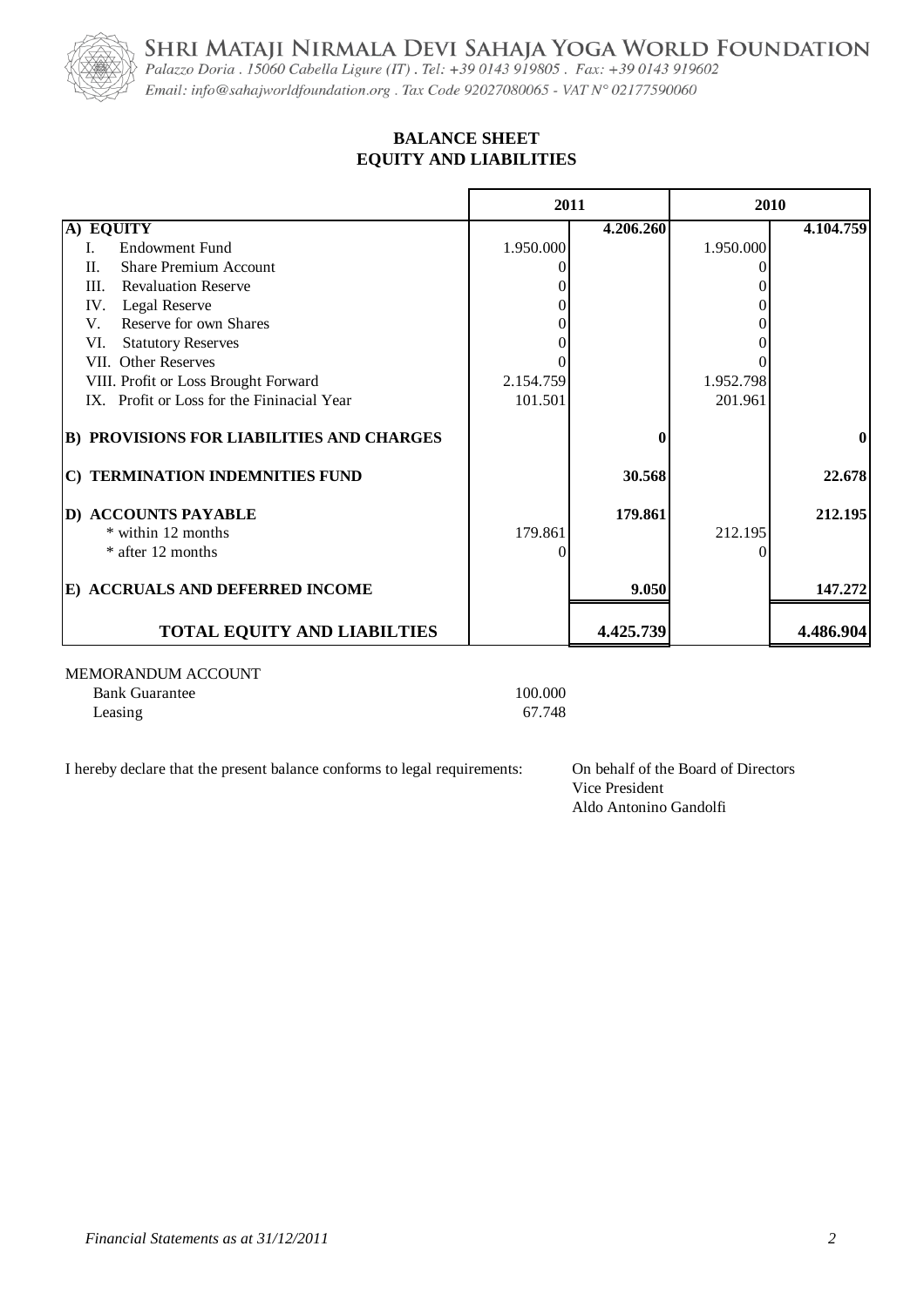SHRI MATAJI NIRMALA DEVI SAHAJA YOGA WORLD FOUNDATION

*Palazzo Doria . 15060 Cabella Ligure (IT) . Tel: +39 0143 919805 . Fax: +39 0143 919602*

*Email: info@sahajworldfoundation.org . Tax Code 92027080065 - VAT N° 02177590060*

## BALANCE SHEET
## EQUITY AND LIABILITIES

| | 2011 | | 2010 | |
|---|---|---|---|---|
| **A) EQUITY** | | **4.206.260** | | **4.104.759** |
| I. Endowment Fund | 1.950.000 | | 1.950.000 | |
| II. Share Premium Account | 0 | | 0 | |
| III. Revaluation Reserve | 0 | | 0 | |
| IV. Legal Reserve | 0 | | 0 | |
| V. Reserve for own Shares | 0 | | 0 | |
| VI. Statutory Reserves | 0 | | 0 | |
| VII. Other Reserves | 0 | | 0 | |
| VIII. Profit or Loss Brought Forward | 2.154.759 | | 1.952.798 | |
| IX. Profit or Loss for the Fininacial Year | 101.501 | | 201.961 | |
| **B) PROVISIONS FOR LIABILITIES AND CHARGES** | | **0** | | **0** |
| **C) TERMINATION INDEMNITIES FUND** | | **30.568** | | **22.678** |
| **D) ACCOUNTS PAYABLE** | | **179.861** | | **212.195** |
| * within 12 months | 179.861 | | 212.195 | |
| * after 12 months | 0 | | 0 | |
| **E) ACCRUALS AND DEFERRED INCOME** | | **9.050** | | **147.272** |
| **TOTAL EQUITY AND LIABILTIES** | | **4.425.739** | | **4.486.904** |

MEMORANDUM ACCOUNT

| | |
|---|---|
| Bank Guarantee | 100.000 |
| Leasing | 67.748 |

I hereby declare that the present balance conforms to legal requirements:

On behalf of the Board of Directors
Vice President
Aldo Antonino Gandolfi

*Financial Statements as at 31/12/2011*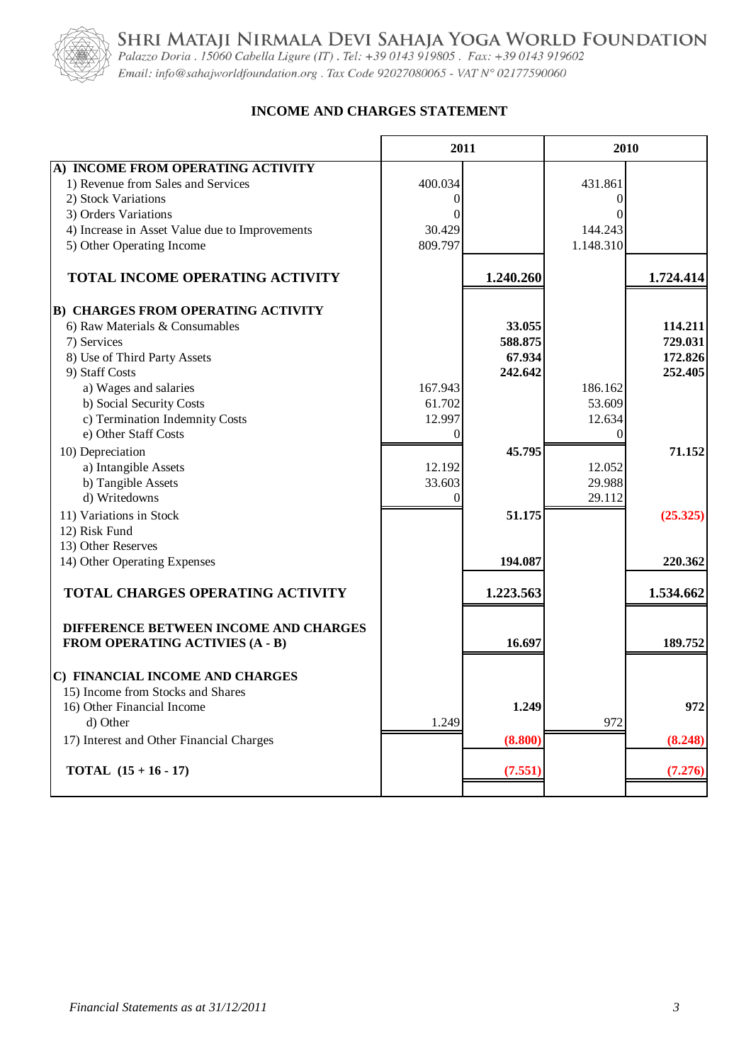# SHRI MATAJI NIRMALA DEVI SAHAJA YOGA WORLD FOUNDATION

*Palazzo Doria . 15060 Cabella Ligure (IT) . Tel: +39 0143 919805 . Fax: +39 0143 919602*
*Email: info@sahajworldfoundation.org . Tax Code 92027080065 - VAT N° 02177590060*

## INCOME AND CHARGES STATEMENT

| | 2011 | | 2010 | |
|---|---|---|---|---|
| **A) INCOME FROM OPERATING ACTIVITY** | | | | |
| 1) Revenue from Sales and Services | 400.034 | | 431.861 | |
| 2) Stock Variations | 0 | | 0 | |
| 3) Orders Variations | 0 | | 0 | |
| 4) Increase in Asset Value due to Improvements | 30.429 | | 144.243 | |
| 5) Other Operating Income | 809.797 | | 1.148.310 | |
| **TOTAL INCOME OPERATING ACTIVITY** | | **1.240.260** | | **1.724.414** |
| **B) CHARGES FROM OPERATING ACTIVITY** | | | | |
| 6) Raw Materials & Consumables | | **33.055** | | **114.211** |
| 7) Services | | **588.875** | | **729.031** |
| 8) Use of Third Party Assets | | **67.934** | | **172.826** |
| 9) Staff Costs | | **242.642** | | **252.405** |
| a) Wages and salaries | 167.943 | | 186.162 | |
| b) Social Security Costs | 61.702 | | 53.609 | |
| c) Termination Indemnity Costs | 12.997 | | 12.634 | |
| e) Other Staff Costs | 0 | | 0 | |
| 10) Depreciation | | **45.795** | | **71.152** |
| a) Intangible Assets | 12.192 | | 12.052 | |
| b) Tangible Assets | 33.603 | | 29.988 | |
| d) Writedowns | 0 | | 29.112 | |
| 11) Variations in Stock | | **51.175** | | **(25.325)** |
| 12) Risk Fund | | | | |
| 13) Other Reserves | | | | |
| 14) Other Operating Expenses | | **194.087** | | **220.362** |
| **TOTAL CHARGES OPERATING ACTIVITY** | | **1.223.563** | | **1.534.662** |
| **DIFFERENCE BETWEEN INCOME AND CHARGES FROM OPERATING ACTIVIES (A - B)** | | **16.697** | | **189.752** |
| **C) FINANCIAL INCOME AND CHARGES** | | | | |
| 15) Income from Stocks and Shares | | | | |
| 16) Other Financial Income | | **1.249** | | **972** |
| d) Other | 1.249 | | 972 | |
| 17) Interest and Other Financial Charges | | **(8.800)** | | **(8.248)** |
| **TOTAL (15 + 16 - 17)** | | **(7.551)** | | **(7.276)** |

*Financial Statements as at 31/12/2011*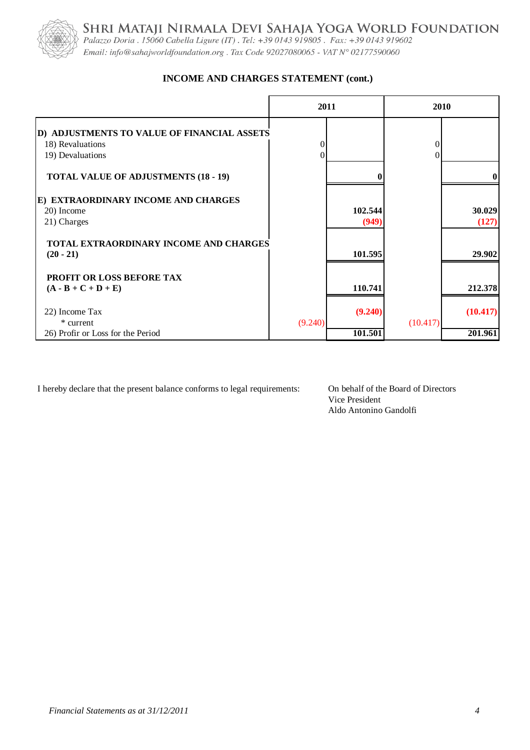SHRI MATAJI NIRMALA DEVI SAHAJA YOGA WORLD FOUNDATION

*Palazzo Doria . 15060 Cabella Ligure (IT) . Tel: +39 0143 919805 . Fax: +39 0143 919602*
*Email: info@sahajworldfoundation.org . Tax Code 92027080065 - VAT N° 02177590060*

## INCOME AND CHARGES STATEMENT (cont.)

| | 2011 | | 2010 | |
|---|---|---|---|---|
| **D) ADJUSTMENTS TO VALUE OF FINANCIAL ASSETS** | | | | |
| 18) Revaluations | 0 | | 0 | |
| 19) Devaluations | 0 | | 0 | |
| **TOTAL VALUE OF ADJUSTMENTS (18 - 19)** | | **0** | | **0** |
| **E) EXTRAORDINARY INCOME AND CHARGES** | | | | |
| 20) Income | | **102.544** | | **30.029** |
| 21) Charges | | **(949)** | | **(127)** |
| **TOTAL EXTRAORDINARY INCOME AND CHARGES (20 - 21)** | | **101.595** | | **29.902** |
| **PROFIT OR LOSS BEFORE TAX (A - B + C + D + E)** | | **110.741** | | **212.378** |
| 22) Income Tax | | **(9.240)** | | **(10.417)** |
| * current | (9.240) | | (10.417) | |
| 26) Profir or Loss for the Period | | **101.501** | | **201.961** |

I hereby declare that the present balance conforms to legal requirements:

On behalf of the Board of Directors
Vice President
Aldo Antonino Gandolfi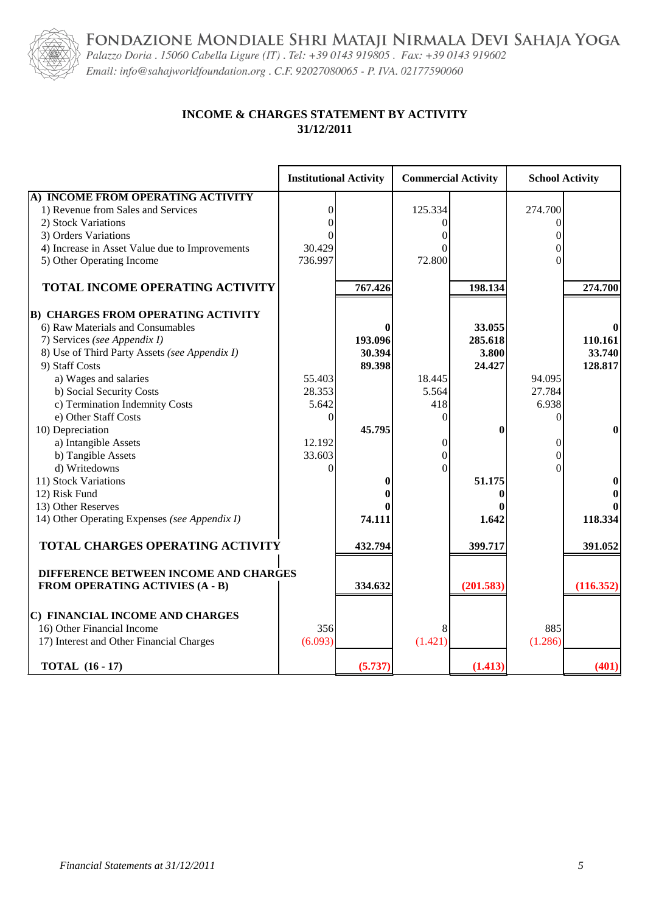FONDAZIONE MONDIALE SHRI MATAJI NIRMALA DEVI SAHAJA YOGA

*Palazzo Doria . 15060 Cabella Ligure (IT) . Tel: +39 0143 919805 . Fax: +39 0143 919602*

*Email: info@sahajworldfoundation.org . C.F. 92027080065 - P. IVA. 02177590060*

## INCOME & CHARGES STATEMENT BY ACTIVITY
## 31/12/2011

| | Institutional Activity | | Commercial Activity | | School Activity | |
|---|---|---|---|---|---|---|
| **A) INCOME FROM OPERATING ACTIVITY** | | | | | | |
| 1) Revenue from Sales and Services | 0 | | 125.334 | | 274.700 | |
| 2) Stock Variations | 0 | | 0 | | 0 | |
| 3) Orders Variations | 0 | | 0 | | 0 | |
| 4) Increase in Asset Value due to Improvements | 30.429 | | 0 | | 0 | |
| 5) Other Operating Income | 736.997 | | 72.800 | | 0 | |
| **TOTAL INCOME OPERATING ACTIVITY** | | **767.426** | | **198.134** | | **274.700** |
| **B) CHARGES FROM OPERATING ACTIVITY** | | | | | | |
| 6) Raw Materials and Consumables | | **0** | | **33.055** | | **0** |
| 7) Services *(see Appendix I)* | | **193.096** | | **285.618** | | **110.161** |
| 8) Use of Third Party Assets *(see Appendix I)* | | **30.394** | | **3.800** | | **33.740** |
| 9) Staff Costs | | **89.398** | | **24.427** | | **128.817** |
| a) Wages and salaries | 55.403 | | 18.445 | | 94.095 | |
| b) Social Security Costs | 28.353 | | 5.564 | | 27.784 | |
| c) Termination Indemnity Costs | 5.642 | | 418 | | 6.938 | |
| e) Other Staff Costs | 0 | | 0 | | 0 | |
| 10) Depreciation | | **45.795** | | **0** | | **0** |
| a) Intangible Assets | 12.192 | | 0 | | 0 | |
| b) Tangible Assets | 33.603 | | 0 | | 0 | |
| d) Writedowns | 0 | | 0 | | 0 | |
| 11) Stock Variations | | **0** | | **51.175** | | **0** |
| 12) Risk Fund | | **0** | | **0** | | **0** |
| 13) Other Reserves | | **0** | | **0** | | **0** |
| 14) Other Operating Expenses *(see Appendix I)* | | **74.111** | | **1.642** | | **118.334** |
| **TOTAL CHARGES OPERATING ACTIVITY** | | **432.794** | | **399.717** | | **391.052** |
| **DIFFERENCE BETWEEN INCOME AND CHARGES FROM OPERATING ACTIVIES (A - B)** | | **334.632** | | **(201.583)** | | **(116.352)** |
| **C) FINANCIAL INCOME AND CHARGES** | | | | | | |
| 16) Other Financial Income | 356 | | 8 | | 885 | |
| 17) Interest and Other Financial Charges | (6.093) | | (1.421) | | (1.286) | |
| **TOTAL (16 - 17)** | | **(5.737)** | | **(1.413)** | | **(401)** |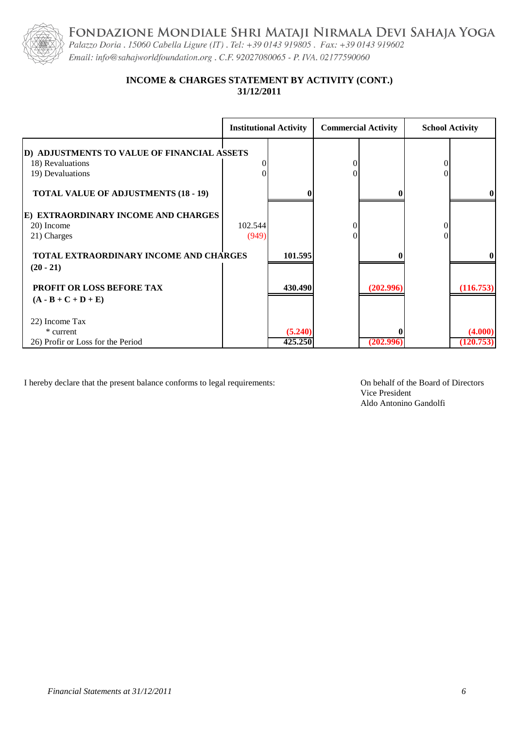FONDAZIONE MONDIALE SHRI MATAJI NIRMALA DEVI SAHAJA YOGA

*Palazzo Doria . 15060 Cabella Ligure (IT) . Tel: +39 0143 919805 . Fax: +39 0143 919602*

*Email: info@sahajworldfoundation.org . C.F. 92027080065 - P. IVA. 02177590060*

## INCOME & CHARGES STATEMENT BY ACTIVITY (CONT.)
## 31/12/2011

| | Institutional Activity | | Commercial Activity | | School Activity | |
|---|---|---|---|---|---|---|
| **D) ADJUSTMENTS TO VALUE OF FINANCIAL ASSETS** | | | | | | |
| 18) Revaluations | 0 | | 0 | | 0 | |
| 19) Devaluations | 0 | | 0 | | 0 | |
| **TOTAL VALUE OF ADJUSTMENTS (18 - 19)** | | **0** | | **0** | | **0** |
| **E) EXTRAORDINARY INCOME AND CHARGES** | | | | | | |
| 20) Income | 102.544 | | 0 | | 0 | |
| 21) Charges | (949) | | 0 | | 0 | |
| **TOTAL EXTRAORDINARY INCOME AND CHARGES (20 - 21)** | | **101.595** | | **0** | | **0** |
| **PROFIT OR LOSS BEFORE TAX (A - B + C + D + E)** | | **430.490** | | **(202.996)** | | **(116.753)** |
| 22) Income Tax | | | | | | |
| * current | | **(5.240)** | | **0** | | **(4.000)** |
| 26) Profir or Loss for the Period | | **425.250** | | **(202.996)** | | **(120.753)** |

I hereby declare that the present balance conforms to legal requirements:

On behalf of the Board of Directors
Vice President
Aldo Antonino Gandolfi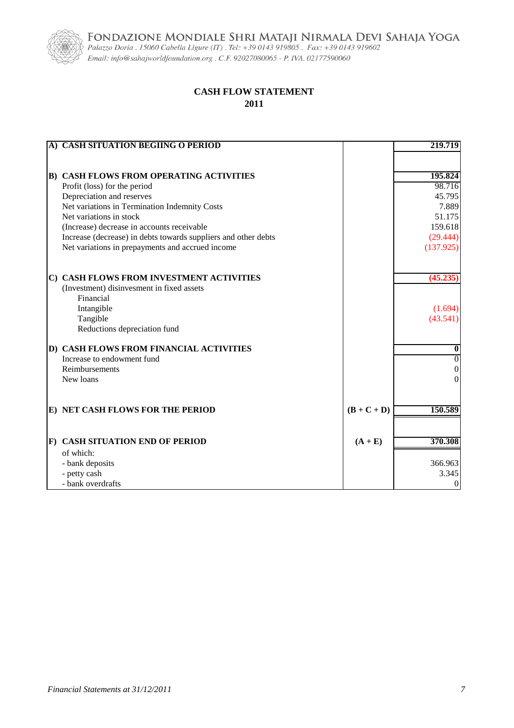**FONDAZIONE MONDIALE SHRI MATAJI NIRMALA DEVI SAHAJA YOGA**
*Palazzo Doria . 15060 Cabella Ligure (IT) . Tel: +39 0143 919805 . Fax: +39 0143 919602*
*Email: info@sahajworldfoundation.org . C.F. 92027080065 - P. IVA. 02177590060*

## CASH FLOW STATEMENT
## 2011

| | | |
|---|---|---|
| **A) CASH SITUATION BEGIING O PERIOD** | | **219.719** |
| | | |
| **B) CASH FLOWS FROM OPERATING ACTIVITIES** | | **195.824** |
| Profit (loss) for the period | | 98.716 |
| Depreciation and reserves | | 45.795 |
| Net variations in Termination Indemnity Costs | | 7.889 |
| Net variations in stock | | 51.175 |
| (Increase) decrease in accounts receivable | | 159.618 |
| Increase (decrease) in debts towards suppliers and other debts | | (29.444) |
| Net variations in prepayments and accrued income | | (137.925) |
| | | |
| **C) CASH FLOWS FROM INVESTMENT ACTIVITIES** | | **(45.235)** |
| (Investment) disinvesment in fixed assets | | |
| Financial | | |
| Intangible | | (1.694) |
| Tangible | | (43.541) |
| Reductions depreciation fund | | |
| | | |
| **D) CASH FLOWS FROM FINANCIAL ACTIVITIES** | | **0** |
| Increase to endowment fund | | 0 |
| Reimbursements | | 0 |
| New loans | | 0 |
| | | |
| **E) NET CASH FLOWS FOR THE PERIOD** | **(B + C + D)** | **150.589** |
| | | |
| **F) CASH SITUATION END OF PERIOD** | **(A + E)** | **370.308** |
| of which: | | |
| - bank deposits | | 366.963 |
| - petty cash | | 3.345 |
| - bank overdrafts | | 0 |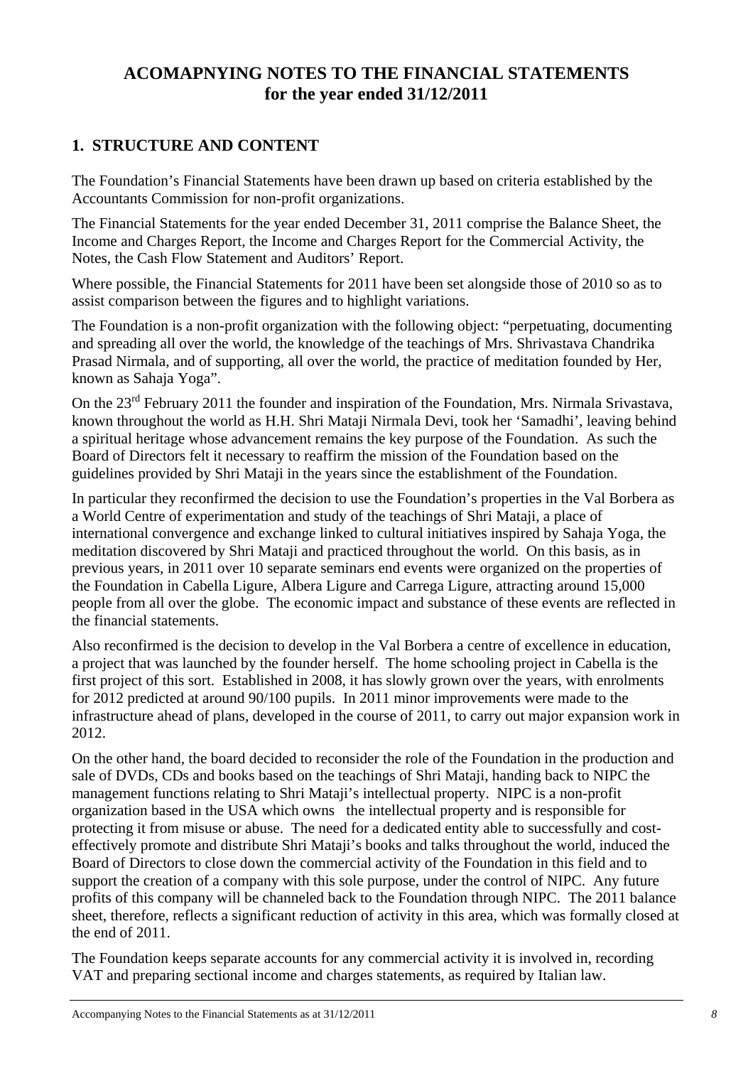# ACOMAPNYING NOTES TO THE FINANCIAL STATEMENTS
## for the year ended 31/12/2011

## 1. STRUCTURE AND CONTENT

The Foundation's Financial Statements have been drawn up based on criteria established by the Accountants Commission for non-profit organizations.

The Financial Statements for the year ended December 31, 2011 comprise the Balance Sheet, the Income and Charges Report, the Income and Charges Report for the Commercial Activity, the Notes, the Cash Flow Statement and Auditors' Report.

Where possible, the Financial Statements for 2011 have been set alongside those of 2010 so as to assist comparison between the figures and to highlight variations.

The Foundation is a non-profit organization with the following object: "perpetuating, documenting and spreading all over the world, the knowledge of the teachings of Mrs. Shrivastava Chandrika Prasad Nirmala, and of supporting, all over the world, the practice of meditation founded by Her, known as Sahaja Yoga".

On the 23rd February 2011 the founder and inspiration of the Foundation, Mrs. Nirmala Srivastava, known throughout the world as H.H. Shri Mataji Nirmala Devi, took her 'Samadhi', leaving behind a spiritual heritage whose advancement remains the key purpose of the Foundation. As such the Board of Directors felt it necessary to reaffirm the mission of the Foundation based on the guidelines provided by Shri Mataji in the years since the establishment of the Foundation.

In particular they reconfirmed the decision to use the Foundation's properties in the Val Borbera as a World Centre of experimentation and study of the teachings of Shri Mataji, a place of international convergence and exchange linked to cultural initiatives inspired by Sahaja Yoga, the meditation discovered by Shri Mataji and practiced throughout the world. On this basis, as in previous years, in 2011 over 10 separate seminars end events were organized on the properties of the Foundation in Cabella Ligure, Albera Ligure and Carrega Ligure, attracting around 15,000 people from all over the globe. The economic impact and substance of these events are reflected in the financial statements.

Also reconfirmed is the decision to develop in the Val Borbera a centre of excellence in education, a project that was launched by the founder herself. The home schooling project in Cabella is the first project of this sort. Established in 2008, it has slowly grown over the years, with enrolments for 2012 predicted at around 90/100 pupils. In 2011 minor improvements were made to the infrastructure ahead of plans, developed in the course of 2011, to carry out major expansion work in 2012.

On the other hand, the board decided to reconsider the role of the Foundation in the production and sale of DVDs, CDs and books based on the teachings of Shri Mataji, handing back to NIPC the management functions relating to Shri Mataji's intellectual property. NIPC is a non-profit organization based in the USA which owns the intellectual property and is responsible for protecting it from misuse or abuse. The need for a dedicated entity able to successfully and cost-effectively promote and distribute Shri Mataji's books and talks throughout the world, induced the Board of Directors to close down the commercial activity of the Foundation in this field and to support the creation of a company with this sole purpose, under the control of NIPC. Any future profits of this company will be channeled back to the Foundation through NIPC. The 2011 balance sheet, therefore, reflects a significant reduction of activity in this area, which was formally closed at the end of 2011.

The Foundation keeps separate accounts for any commercial activity it is involved in, recording VAT and preparing sectional income and charges statements, as required by Italian law.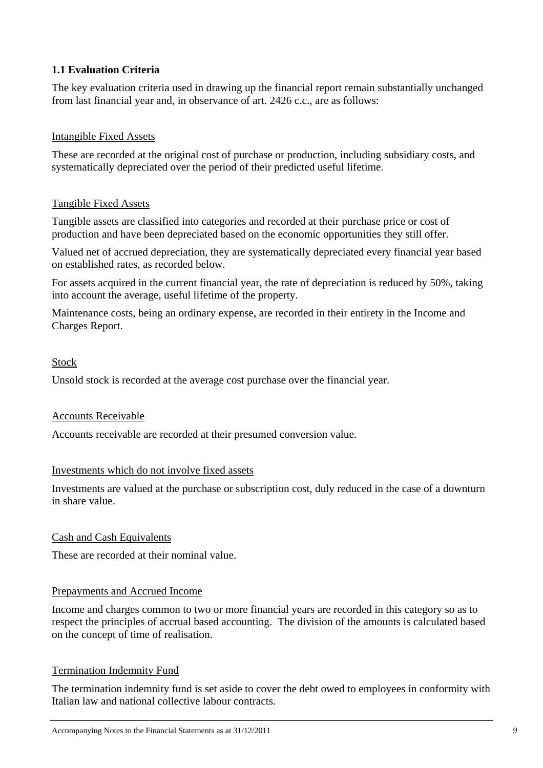### 1.1 Evaluation Criteria

The key evaluation criteria used in drawing up the financial report remain substantially unchanged from last financial year and, in observance of art. 2426 c.c., are as follows:

Intangible Fixed Assets

These are recorded at the original cost of purchase or production, including subsidiary costs, and systematically depreciated over the period of their predicted useful lifetime.

Tangible Fixed Assets

Tangible assets are classified into categories and recorded at their purchase price or cost of production and have been depreciated based on the economic opportunities they still offer.

Valued net of accrued depreciation, they are systematically depreciated every financial year based on established rates, as recorded below.

For assets acquired in the current financial year, the rate of depreciation is reduced by 50%, taking into account the average, useful lifetime of the property.

Maintenance costs, being an ordinary expense, are recorded in their entirety in the Income and Charges Report.

Stock

Unsold stock is recorded at the average cost purchase over the financial year.

Accounts Receivable

Accounts receivable are recorded at their presumed conversion value.

Investments which do not involve fixed assets

Investments are valued at the purchase or subscription cost, duly reduced in the case of a downturn in share value.

Cash and Cash Equivalents

These are recorded at their nominal value.

Prepayments and Accrued Income

Income and charges common to two or more financial years are recorded in this category so as to respect the principles of accrual based accounting. The division of the amounts is calculated based on the concept of time of realisation.

Termination Indemnity Fund

The termination indemnity fund is set aside to cover the debt owed to employees in conformity with Italian law and national collective labour contracts.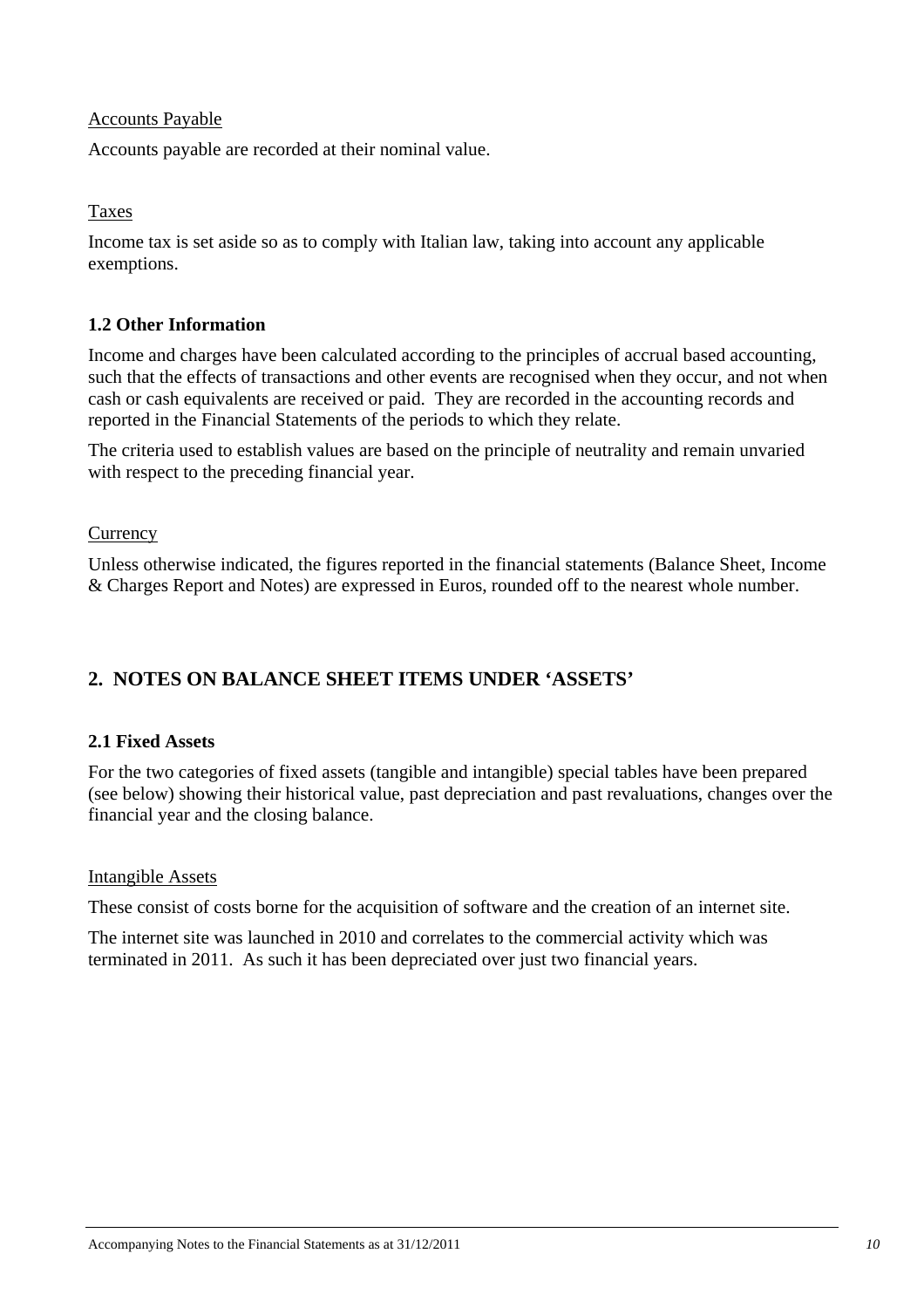Accounts Payable

Accounts payable are recorded at their nominal value.

Taxes

Income tax is set aside so as to comply with Italian law, taking into account any applicable exemptions.

### 1.2 Other Information

Income and charges have been calculated according to the principles of accrual based accounting, such that the effects of transactions and other events are recognised when they occur, and not when cash or cash equivalents are received or paid. They are recorded in the accounting records and reported in the Financial Statements of the periods to which they relate.

The criteria used to establish values are based on the principle of neutrality and remain unvaried with respect to the preceding financial year.

Currency

Unless otherwise indicated, the figures reported in the financial statements (Balance Sheet, Income & Charges Report and Notes) are expressed in Euros, rounded off to the nearest whole number.

## 2. NOTES ON BALANCE SHEET ITEMS UNDER 'ASSETS'

### 2.1 Fixed Assets

For the two categories of fixed assets (tangible and intangible) special tables have been prepared (see below) showing their historical value, past depreciation and past revaluations, changes over the financial year and the closing balance.

Intangible Assets

These consist of costs borne for the acquisition of software and the creation of an internet site.

The internet site was launched in 2010 and correlates to the commercial activity which was terminated in 2011. As such it has been depreciated over just two financial years.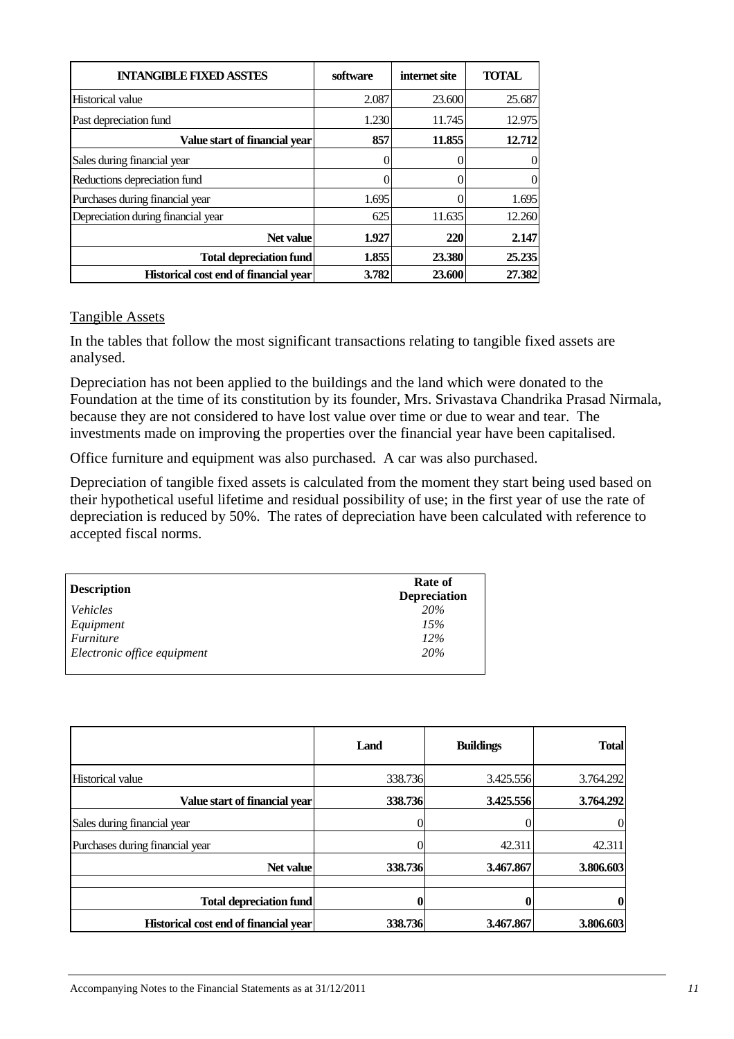| INTANGIBLE FIXED ASSTES | software | internet site | TOTAL |
|---|---|---|---|
| Historical value | 2.087 | 23.600 | 25.687 |
| Past depreciation fund | 1.230 | 11.745 | 12.975 |
| **Value start of financial year** | **857** | **11.855** | **12.712** |
| Sales during financial year | 0 | 0 | 0 |
| Reductions depreciation fund | 0 | 0 | 0 |
| Purchases during financial year | 1.695 | 0 | 1.695 |
| Depreciation during financial year | 625 | 11.635 | 12.260 |
| **Net value** | **1.927** | **220** | **2.147** |
| **Total depreciation fund** | **1.855** | **23.380** | **25.235** |
| **Historical cost end of financial year** | **3.782** | **23.600** | **27.382** |

Tangible Assets

In the tables that follow the most significant transactions relating to tangible fixed assets are analysed.

Depreciation has not been applied to the buildings and the land which were donated to the Foundation at the time of its constitution by its founder, Mrs. Srivastava Chandrika Prasad Nirmala, because they are not considered to have lost value over time or due to wear and tear. The investments made on improving the properties over the financial year have been capitalised.

Office furniture and equipment was also purchased. A car was also purchased.

Depreciation of tangible fixed assets is calculated from the moment they start being used based on their hypothetical useful lifetime and residual possibility of use; in the first year of use the rate of depreciation is reduced by 50%. The rates of depreciation have been calculated with reference to accepted fiscal norms.

| **Description** | **Rate of Depreciation** |
|---|---|
| *Vehicles* | *20%* |
| *Equipment* | *15%* |
| *Furniture* | *12%* |
| *Electronic office equipment* | *20%* |

| | Land | Buildings | Total |
|---|---|---|---|
| Historical value | 338.736 | 3.425.556 | 3.764.292 |
| **Value start of financial year** | **338.736** | **3.425.556** | **3.764.292** |
| Sales during financial year | 0 | 0 | 0 |
| Purchases during financial year | 0 | 42.311 | 42.311 |
| **Net value** | **338.736** | **3.467.867** | **3.806.603** |
| **Total depreciation fund** | **0** | **0** | **0** |
| **Historical cost end of financial year** | **338.736** | **3.467.867** | **3.806.603** |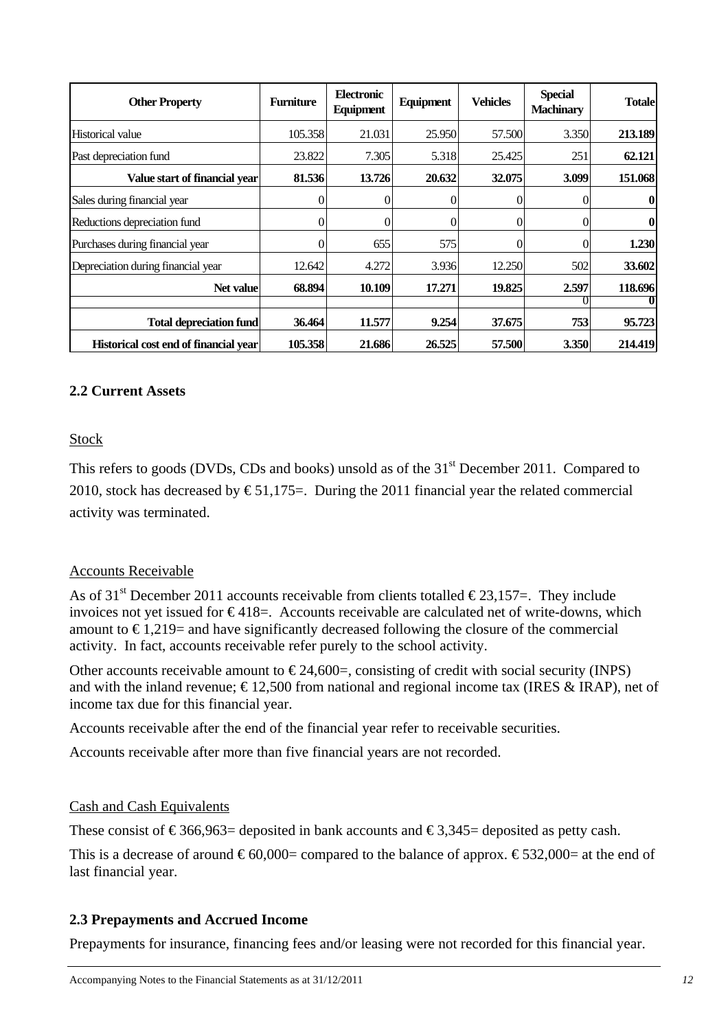| Other Property | Furniture | Electronic Equipment | Equipment | Vehicles | Special Machinary | Totale |
|---|---|---|---|---|---|---|
| Historical value | 105.358 | 21.031 | 25.950 | 57.500 | 3.350 | **213.189** |
| Past depreciation fund | 23.822 | 7.305 | 5.318 | 25.425 | 251 | **62.121** |
| **Value start of financial year** | **81.536** | **13.726** | **20.632** | **32.075** | **3.099** | **151.068** |
| Sales during financial year | 0 | 0 | 0 | 0 | 0 | **0** |
| Reductions depreciation fund | 0 | 0 | 0 | 0 | 0 | **0** |
| Purchases during financial year | 0 | 655 | 575 | 0 | 0 | **1.230** |
| Depreciation during financial year | 12.642 | 4.272 | 3.936 | 12.250 | 502 | **33.602** |
| **Net value** | **68.894** | **10.109** | **17.271** | **19.825** | **2.597** | **118.696** |
| | | | | | 0 | **0** |
| **Total depreciation fund** | **36.464** | **11.577** | **9.254** | **37.675** | **753** | **95.723** |
| **Historical cost end of financial year** | **105.358** | **21.686** | **26.525** | **57.500** | **3.350** | **214.419** |

## 2.2 Current Assets

Stock

This refers to goods (DVDs, CDs and books) unsold as of the 31st December 2011. Compared to 2010, stock has decreased by € 51,175=. During the 2011 financial year the related commercial activity was terminated.

Accounts Receivable

As of 31st December 2011 accounts receivable from clients totalled € 23,157=. They include invoices not yet issued for € 418=. Accounts receivable are calculated net of write-downs, which amount to € 1,219= and have significantly decreased following the closure of the commercial activity. In fact, accounts receivable refer purely to the school activity.

Other accounts receivable amount to € 24,600=, consisting of credit with social security (INPS) and with the inland revenue; € 12,500 from national and regional income tax (IRES & IRAP), net of income tax due for this financial year.

Accounts receivable after the end of the financial year refer to receivable securities.

Accounts receivable after more than five financial years are not recorded.

Cash and Cash Equivalents

These consist of € 366,963= deposited in bank accounts and € 3,345= deposited as petty cash.

This is a decrease of around € 60,000= compared to the balance of approx. € 532,000= at the end of last financial year.

## 2.3 Prepayments and Accrued Income

Prepayments for insurance, financing fees and/or leasing were not recorded for this financial year.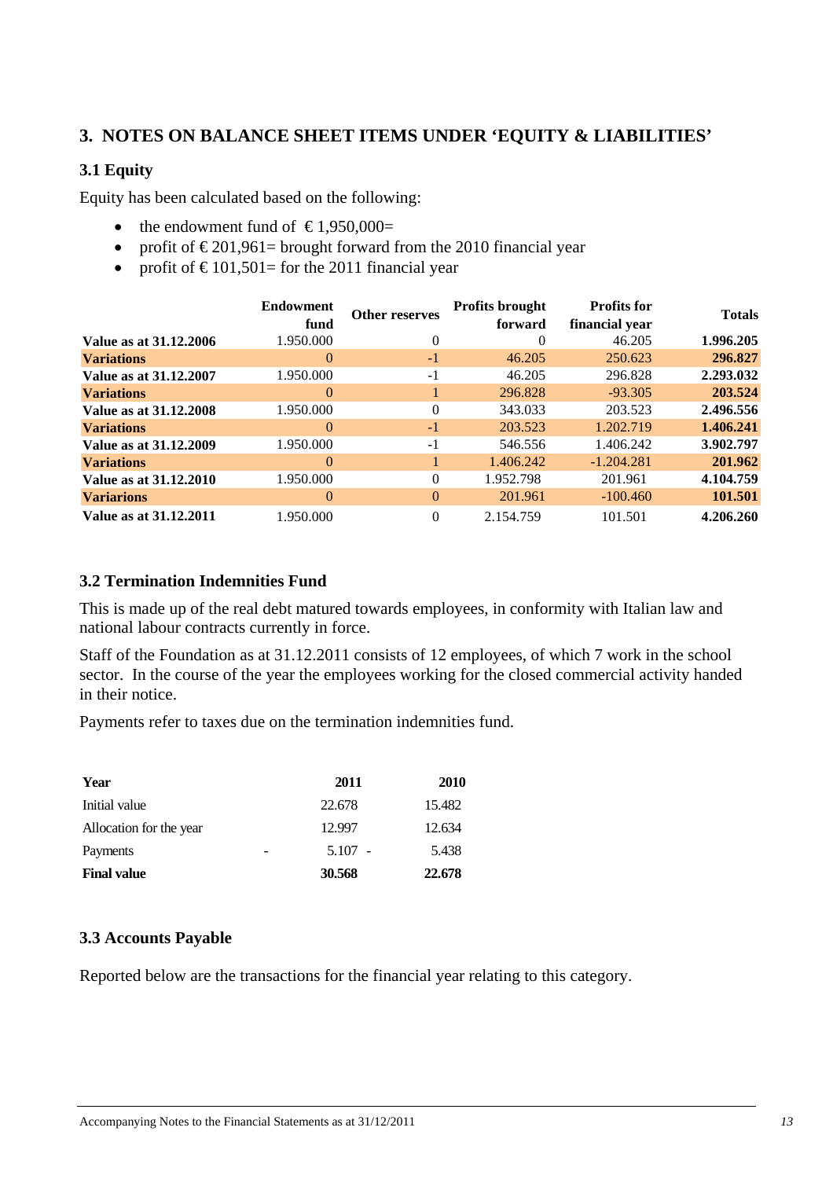## 3. NOTES ON BALANCE SHEET ITEMS UNDER 'EQUITY & LIABILITIES'

### 3.1 Equity

Equity has been calculated based on the following:

- the endowment fund of € 1,950,000=
- profit of € 201,961= brought forward from the 2010 financial year
- profit of € 101,501= for the 2011 financial year

| | Endowment fund | Other reserves | Profits brought forward | Profits for financial year | Totals |
|---|---|---|---|---|---|
| **Value as at 31.12.2006** | 1.950.000 | 0 | 0 | 46.205 | **1.996.205** |
| **Variations** | 0 | -1 | 46.205 | 250.623 | **296.827** |
| **Value as at 31.12.2007** | 1.950.000 | -1 | 46.205 | 296.828 | **2.293.032** |
| **Variations** | 0 | 1 | 296.828 | -93.305 | **203.524** |
| **Value as at 31.12.2008** | 1.950.000 | 0 | 343.033 | 203.523 | **2.496.556** |
| **Variations** | 0 | -1 | 203.523 | 1.202.719 | **1.406.241** |
| **Value as at 31.12.2009** | 1.950.000 | -1 | 546.556 | 1.406.242 | **3.902.797** |
| **Variations** | 0 | 1 | 1.406.242 | -1.204.281 | **201.962** |
| **Value as at 31.12.2010** | 1.950.000 | 0 | 1.952.798 | 201.961 | **4.104.759** |
| **Variarions** | 0 | 0 | 201.961 | -100.460 | **101.501** |
| **Value as at 31.12.2011** | 1.950.000 | 0 | 2.154.759 | 101.501 | **4.206.260** |

### 3.2 Termination Indemnities Fund

This is made up of the real debt matured towards employees, in conformity with Italian law and national labour contracts currently in force.

Staff of the Foundation as at 31.12.2011 consists of 12 employees, of which 7 work in the school sector. In the course of the year the employees working for the closed commercial activity handed in their notice.

Payments refer to taxes due on the termination indemnities fund.

| **Year** | **2011** | **2010** |
|---|---|---|
| Initial value | 22.678 | 15.482 |
| Allocation for the year | 12.997 | 12.634 |
| Payments | - 5.107 | - 5.438 |
| **Final value** | **30.568** | **22.678** |

### 3.3 Accounts Payable

Reported below are the transactions for the financial year relating to this category.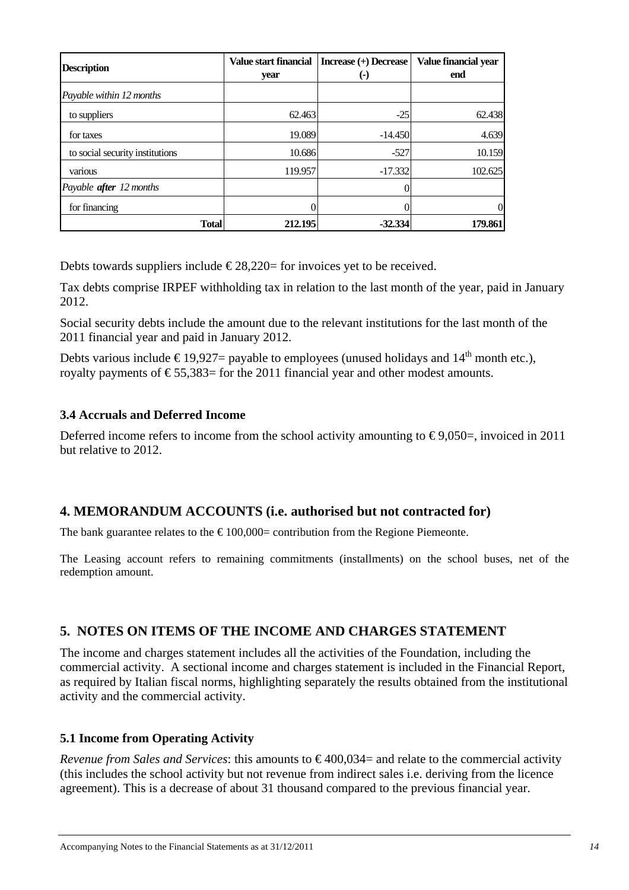| Description | Value start financial year | Increase (+) Decrease (-) | Value financial year end |
|---|---|---|---|
| *Payable within 12 months* | | | |
| to suppliers | 62.463 | -25 | 62.438 |
| for taxes | 19.089 | -14.450 | 4.639 |
| to social security institutions | 10.686 | -527 | 10.159 |
| various | 119.957 | -17.332 | 102.625 |
| *Payable **after** 12 months* | | 0 | |
| for financing | 0 | 0 | 0 |
| **Total** | **212.195** | **-32.334** | **179.861** |

Debts towards suppliers include € 28,220= for invoices yet to be received.

Tax debts comprise IRPEF withholding tax in relation to the last month of the year, paid in January 2012.

Social security debts include the amount due to the relevant institutions for the last month of the 2011 financial year and paid in January 2012.

Debts various include € 19,927= payable to employees (unused holidays and 14th month etc.), royalty payments of € 55,383= for the 2011 financial year and other modest amounts.

### 3.4 Accruals and Deferred Income

Deferred income refers to income from the school activity amounting to € 9,050=, invoiced in 2011 but relative to 2012.

## 4. MEMORANDUM ACCOUNTS (i.e. authorised but not contracted for)

The bank guarantee relates to the € 100,000= contribution from the Regione Piemeonte.

The Leasing account refers to remaining commitments (installments) on the school buses, net of the redemption amount.

## 5. NOTES ON ITEMS OF THE INCOME AND CHARGES STATEMENT

The income and charges statement includes all the activities of the Foundation, including the commercial activity. A sectional income and charges statement is included in the Financial Report, as required by Italian fiscal norms, highlighting separately the results obtained from the institutional activity and the commercial activity.

### 5.1 Income from Operating Activity

*Revenue from Sales and Services*: this amounts to € 400,034= and relate to the commercial activity (this includes the school activity but not revenue from indirect sales i.e. deriving from the licence agreement). This is a decrease of about 31 thousand compared to the previous financial year.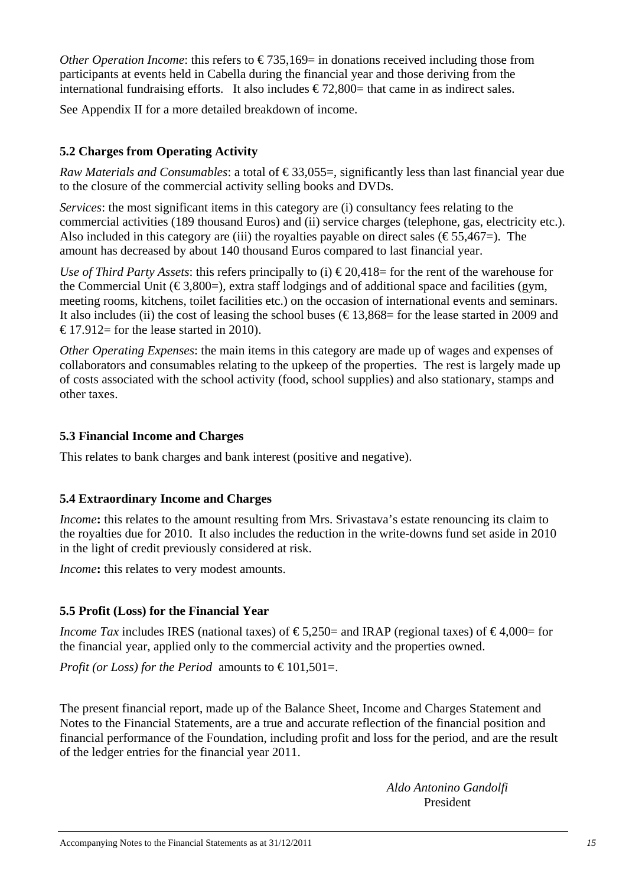*Other Operation Income*: this refers to € 735,169= in donations received including those from participants at events held in Cabella during the financial year and those deriving from the international fundraising efforts. It also includes € 72,800= that came in as indirect sales.

See Appendix II for a more detailed breakdown of income.

### 5.2 Charges from Operating Activity

*Raw Materials and Consumables*: a total of € 33,055=, significantly less than last financial year due to the closure of the commercial activity selling books and DVDs.

*Services*: the most significant items in this category are (i) consultancy fees relating to the commercial activities (189 thousand Euros) and (ii) service charges (telephone, gas, electricity etc.). Also included in this category are (iii) the royalties payable on direct sales (€ 55,467=). The amount has decreased by about 140 thousand Euros compared to last financial year.

*Use of Third Party Assets*: this refers principally to (i) € 20,418= for the rent of the warehouse for the Commercial Unit (€ 3,800=), extra staff lodgings and of additional space and facilities (gym, meeting rooms, kitchens, toilet facilities etc.) on the occasion of international events and seminars. It also includes (ii) the cost of leasing the school buses (€ 13,868= for the lease started in 2009 and € 17.912= for the lease started in 2010).

*Other Operating Expenses*: the main items in this category are made up of wages and expenses of collaborators and consumables relating to the upkeep of the properties. The rest is largely made up of costs associated with the school activity (food, school supplies) and also stationary, stamps and other taxes.

### 5.3 Financial Income and Charges

This relates to bank charges and bank interest (positive and negative).

### 5.4 Extraordinary Income and Charges

*Income*: this relates to the amount resulting from Mrs. Srivastava's estate renouncing its claim to the royalties due for 2010. It also includes the reduction in the write-downs fund set aside in 2010 in the light of credit previously considered at risk.

*Income*: this relates to very modest amounts.

### 5.5 Profit (Loss) for the Financial Year

*Income Tax* includes IRES (national taxes) of € 5,250= and IRAP (regional taxes) of € 4,000= for the financial year, applied only to the commercial activity and the properties owned.

*Profit (or Loss) for the Period* amounts to € 101,501=.

The present financial report, made up of the Balance Sheet, Income and Charges Statement and Notes to the Financial Statements, are a true and accurate reflection of the financial position and financial performance of the Foundation, including profit and loss for the period, and are the result of the ledger entries for the financial year 2011.

*Aldo Antonino Gandolfi*
President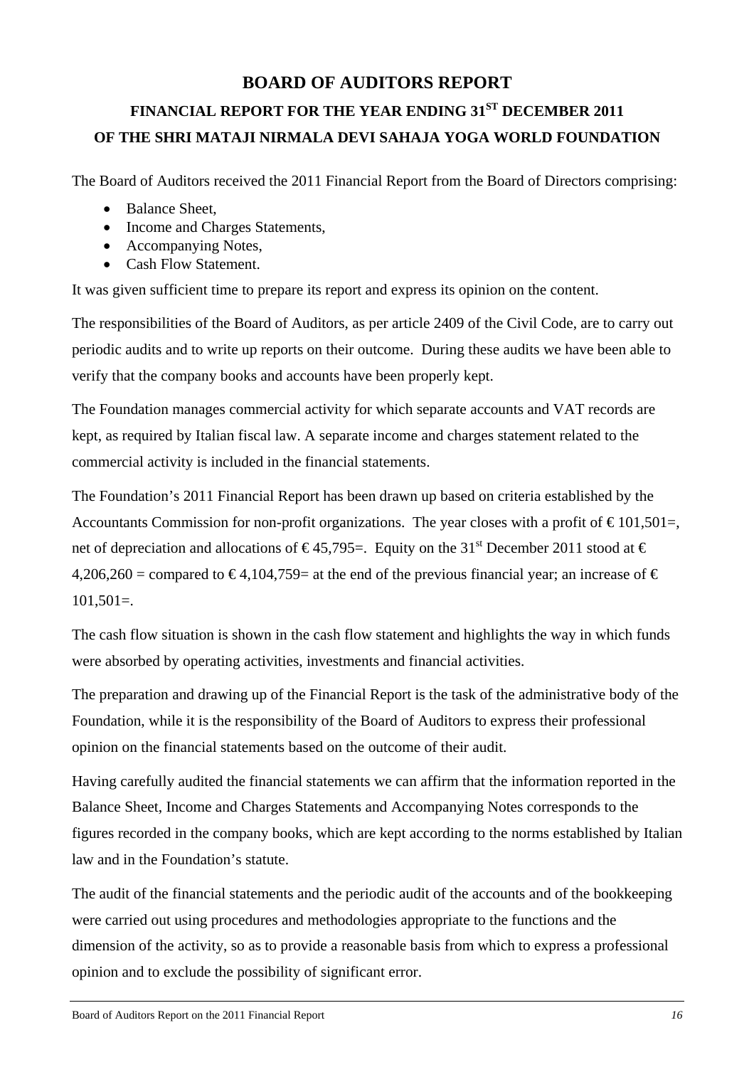# BOARD OF AUDITORS REPORT

## FINANCIAL REPORT FOR THE YEAR ENDING 31ST DECEMBER 2011

## OF THE SHRI MATAJI NIRMALA DEVI SAHAJA YOGA WORLD FOUNDATION

The Board of Auditors received the 2011 Financial Report from the Board of Directors comprising:

- Balance Sheet,
- Income and Charges Statements,
- Accompanying Notes,
- Cash Flow Statement.

It was given sufficient time to prepare its report and express its opinion on the content.

The responsibilities of the Board of Auditors, as per article 2409 of the Civil Code, are to carry out periodic audits and to write up reports on their outcome. During these audits we have been able to verify that the company books and accounts have been properly kept.

The Foundation manages commercial activity for which separate accounts and VAT records are kept, as required by Italian fiscal law. A separate income and charges statement related to the commercial activity is included in the financial statements.

The Foundation's 2011 Financial Report has been drawn up based on criteria established by the Accountants Commission for non-profit organizations. The year closes with a profit of € 101,501=, net of depreciation and allocations of € 45,795=. Equity on the 31st December 2011 stood at € 4,206,260 = compared to € 4,104,759= at the end of the previous financial year; an increase of € 101,501=.

The cash flow situation is shown in the cash flow statement and highlights the way in which funds were absorbed by operating activities, investments and financial activities.

The preparation and drawing up of the Financial Report is the task of the administrative body of the Foundation, while it is the responsibility of the Board of Auditors to express their professional opinion on the financial statements based on the outcome of their audit.

Having carefully audited the financial statements we can affirm that the information reported in the Balance Sheet, Income and Charges Statements and Accompanying Notes corresponds to the figures recorded in the company books, which are kept according to the norms established by Italian law and in the Foundation's statute.

The audit of the financial statements and the periodic audit of the accounts and of the bookkeeping were carried out using procedures and methodologies appropriate to the functions and the dimension of the activity, so as to provide a reasonable basis from which to express a professional opinion and to exclude the possibility of significant error.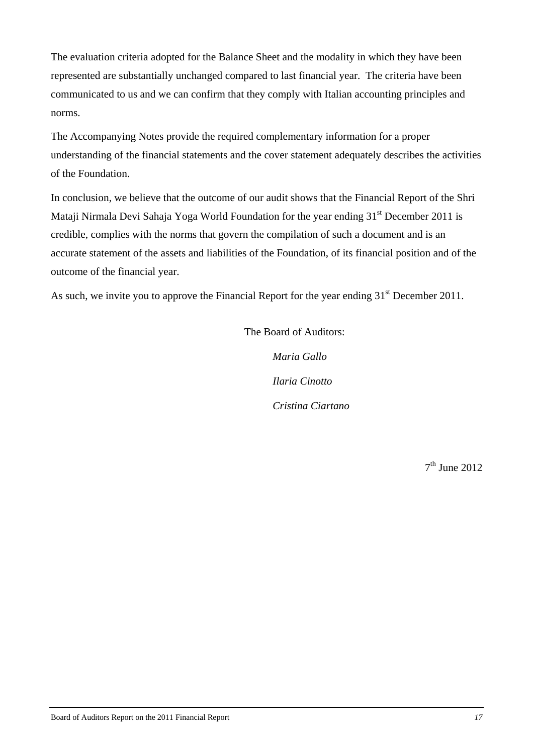The evaluation criteria adopted for the Balance Sheet and the modality in which they have been represented are substantially unchanged compared to last financial year. The criteria have been communicated to us and we can confirm that they comply with Italian accounting principles and norms.

The Accompanying Notes provide the required complementary information for a proper understanding of the financial statements and the cover statement adequately describes the activities of the Foundation.

In conclusion, we believe that the outcome of our audit shows that the Financial Report of the Shri Mataji Nirmala Devi Sahaja Yoga World Foundation for the year ending 31st December 2011 is credible, complies with the norms that govern the compilation of such a document and is an accurate statement of the assets and liabilities of the Foundation, of its financial position and of the outcome of the financial year.

As such, we invite you to approve the Financial Report for the year ending 31st December 2011.

The Board of Auditors:

*Maria Gallo*

*Ilaria Cinotto*

*Cristina Ciartano*

7th June 2012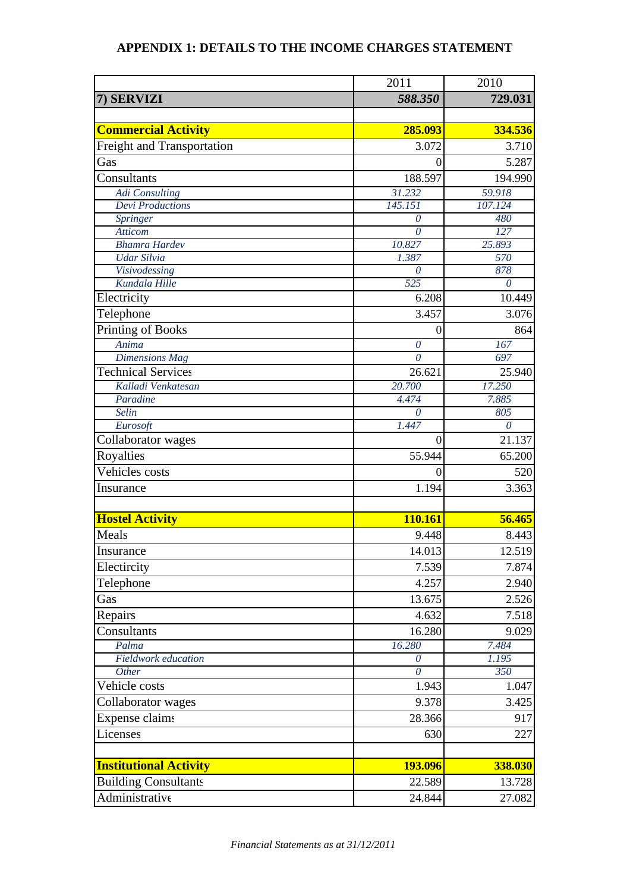## APPENDIX 1: DETAILS TO THE INCOME CHARGES STATEMENT

| | 2011 | 2010 |
|---|---|---|
| **7) SERVIZI** | ***588.350*** | **729.031** |
| | | |
| **Commercial Activity** | **285.093** | **334.536** |
| Freight and Transportation | 3.072 | 3.710 |
| Gas | 0 | 5.287 |
| Consultants | 188.597 | 194.990 |
| *Adi Consulting* | *31.232* | *59.918* |
| *Devi Productions* | *145.151* | *107.124* |
| *Springer* | *0* | *480* |
| *Atticom* | *0* | *127* |
| *Bhamra Hardev* | *10.827* | *25.893* |
| *Udar Silvia* | *1.387* | *570* |
| *Visivodessing* | *0* | *878* |
| *Kundala Hille* | *525* | *0* |
| Electricity | 6.208 | 10.449 |
| Telephone | 3.457 | 3.076 |
| Printing of Books | 0 | 864 |
| *Anima* | *0* | *167* |
| *Dimensions Mag* | *0* | *697* |
| Technical Services | 26.621 | 25.940 |
| *Kalladi Venkatesan* | *20.700* | *17.250* |
| *Paradine* | *4.474* | *7.885* |
| *Selin* | *0* | *805* |
| *Eurosoft* | *1.447* | *0* |
| Collaborator wages | 0 | 21.137 |
| Royalties | 55.944 | 65.200 |
| Vehicles costs | 0 | 520 |
| Insurance | 1.194 | 3.363 |
| | | |
| **Hostel Activity** | **110.161** | **56.465** |
| Meals | 9.448 | 8.443 |
| Insurance | 14.013 | 12.519 |
| Electicrity | 7.539 | 7.874 |
| Telephone | 4.257 | 2.940 |
| Gas | 13.675 | 2.526 |
| Repairs | 4.632 | 7.518 |
| Consultants | 16.280 | 9.029 |
| *Palma* | *16.280* | *7.484* |
| *Fieldwork education* | *0* | *1.195* |
| *Other* | *0* | *350* |
| Vehicle costs | 1.943 | 1.047 |
| Collaborator wages | 9.378 | 3.425 |
| Expense claims | 28.366 | 917 |
| Licenses | 630 | 227 |
| | | |
| **Institutional Activity** | **193.096** | **338.030** |
| Building Consultants | 22.589 | 13.728 |
| Administrative | 24.844 | 27.082 |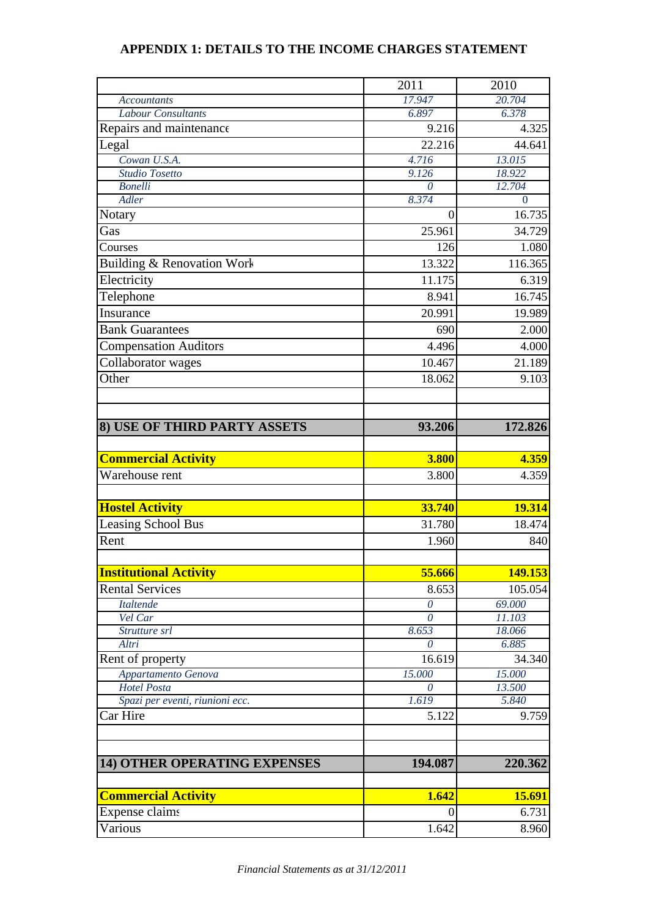## APPENDIX 1: DETAILS TO THE INCOME CHARGES STATEMENT

| | 2011 | 2010 |
|---|---|---|
| *Accountants* | *17.947* | *20.704* |
| *Labour Consultants* | *6.897* | *6.378* |
| Repairs and maintenance | 9.216 | 4.325 |
| Legal | 22.216 | 44.641 |
| *Cowan U.S.A.* | *4.716* | *13.015* |
| *Studio Tosetto* | *9.126* | *18.922* |
| *Bonelli* | *0* | *12.704* |
| *Adler* | *8.374* | *0* |
| Notary | 0 | 16.735 |
| Gas | 25.961 | 34.729 |
| Courses | 126 | 1.080 |
| Building & Renovation Work | 13.322 | 116.365 |
| Electricity | 11.175 | 6.319 |
| Telephone | 8.941 | 16.745 |
| Insurance | 20.991 | 19.989 |
| Bank Guarantees | 690 | 2.000 |
| Compensation Auditors | 4.496 | 4.000 |
| Collaborator wages | 10.467 | 21.189 |
| Other | 18.062 | 9.103 |
| | | |
| | | |
| **8) USE OF THIRD PARTY ASSETS** | **93.206** | **172.826** |
| | | |
| **Commercial Activity** | **3.800** | **4.359** |
| Warehouse rent | 3.800 | 4.359 |
| | | |
| **Hostel Activity** | **33.740** | **19.314** |
| Leasing School Bus | 31.780 | 18.474 |
| Rent | 1.960 | 840 |
| | | |
| **Institutional Activity** | **55.666** | **149.153** |
| Rental Services | 8.653 | 105.054 |
| *Italtende* | *0* | *69.000* |
| *Vel Car* | *0* | *11.103* |
| *Strutture srl* | *8.653* | *18.066* |
| *Altri* | *0* | *6.885* |
| Rent of property | 16.619 | 34.340 |
| *Appartamento Genova* | *15.000* | *15.000* |
| *Hotel Posta* | *0* | *13.500* |
| *Spazi per eventi, riunioni ecc.* | *1.619* | *5.840* |
| Car Hire | 5.122 | 9.759 |
| | | |
| | | |
| **14) OTHER OPERATING EXPENSES** | **194.087** | **220.362** |
| | | |
| **Commercial Activity** | **1.642** | **15.691** |
| Expense claims | 0 | 6.731 |
| Various | 1.642 | 8.960 |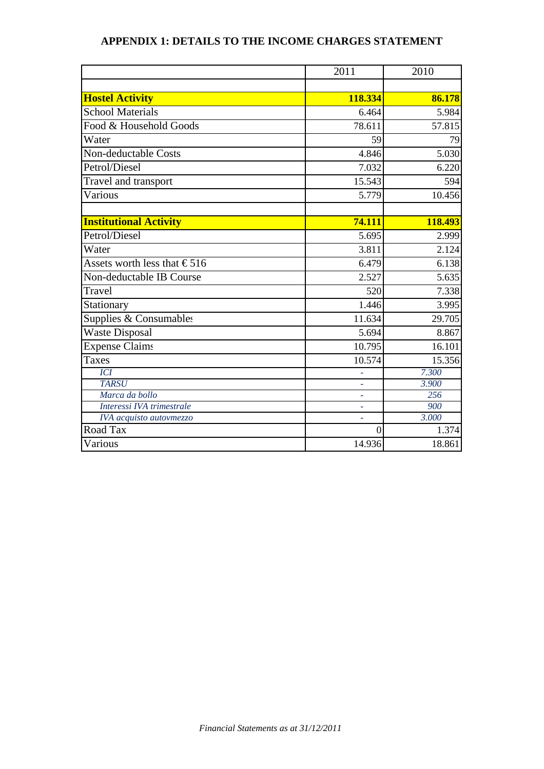## APPENDIX 1: DETAILS TO THE INCOME CHARGES STATEMENT

| | 2011 | 2010 |
|---|---|---|
| | | |
| **Hostel Activity** | **118.334** | **86.178** |
| School Materials | 6.464 | 5.984 |
| Food & Household Goods | 78.611 | 57.815 |
| Water | 59 | 79 |
| Non-deductable Costs | 4.846 | 5.030 |
| Petrol/Diesel | 7.032 | 6.220 |
| Travel and transport | 15.543 | 594 |
| Various | 5.779 | 10.456 |
| | | |
| **Institutional Activity** | **74.111** | **118.493** |
| Petrol/Diesel | 5.695 | 2.999 |
| Water | 3.811 | 2.124 |
| Assets worth less that € 516 | 6.479 | 6.138 |
| Non-deductable IB Course | 2.527 | 5.635 |
| Travel | 520 | 7.338 |
| Stationary | 1.446 | 3.995 |
| Supplies & Consumables | 11.634 | 29.705 |
| Waste Disposal | 5.694 | 8.867 |
| Expense Claims | 10.795 | 16.101 |
| Taxes | 10.574 | 15.356 |
| *ICI* | - | *7.300* |
| *TARSU* | - | *3.900* |
| *Marca da bollo* | - | *256* |
| *Interessi IVA trimestrale* | - | *900* |
| *IVA acquisto autovmezzo* | - | *3.000* |
| Road Tax | 0 | 1.374 |
| Various | 14.936 | 18.861 |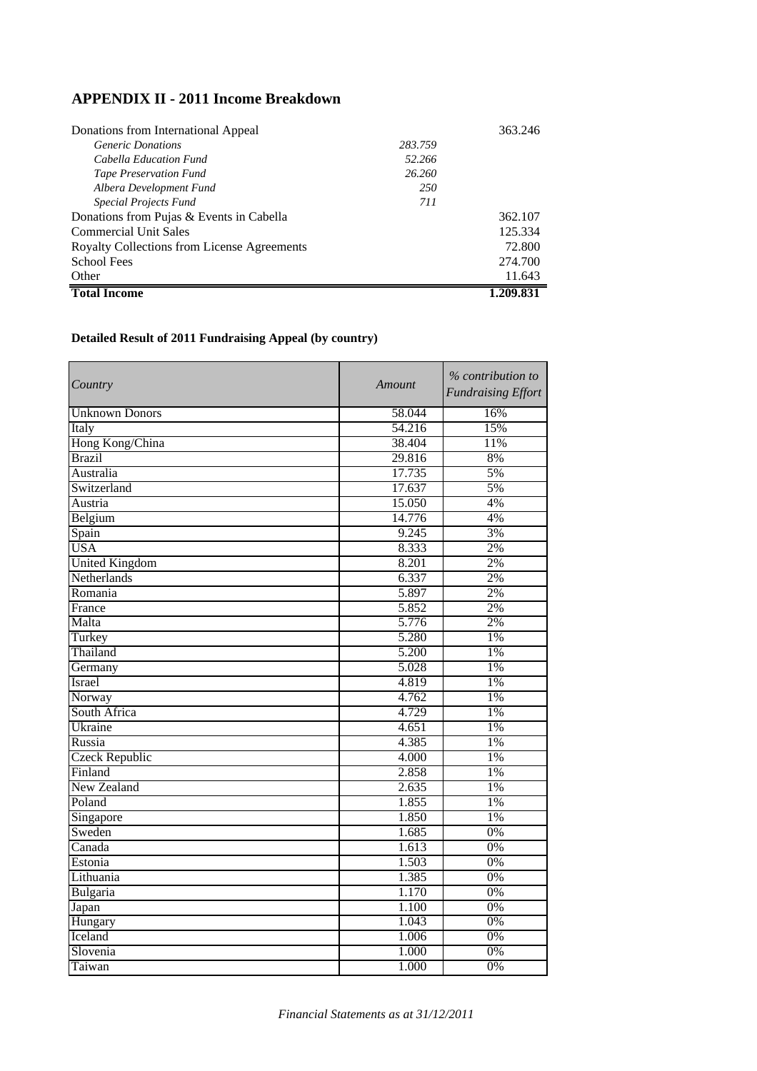## APPENDIX II - 2011 Income Breakdown

| | | |
|---|---|---|
| Donations from International Appeal | | 363.246 |
| *Generic Donations* | *283.759* | |
| *Cabella Education Fund* | *52.266* | |
| *Tape Preservation Fund* | *26.260* | |
| *Albera Development Fund* | *250* | |
| *Special Projects Fund* | *711* | |
| Donations from Pujas & Events in Cabella | | 362.107 |
| Commercial Unit Sales | | 125.334 |
| Royalty Collections from License Agreements | | 72.800 |
| School Fees | | 274.700 |
| Other | | 11.643 |
| **Total Income** | | **1.209.831** |

### Detailed Result of 2011 Fundraising Appeal (by country)

| *Country* | *Amount* | *% contribution to Fundraising Effort* |
|---|---|---|
| Unknown Donors | 58.044 | 16% |
| Italy | 54.216 | 15% |
| Hong Kong/China | 38.404 | 11% |
| Brazil | 29.816 | 8% |
| Australia | 17.735 | 5% |
| Switzerland | 17.637 | 5% |
| Austria | 15.050 | 4% |
| Belgium | 14.776 | 4% |
| Spain | 9.245 | 3% |
| USA | 8.333 | 2% |
| United Kingdom | 8.201 | 2% |
| Netherlands | 6.337 | 2% |
| Romania | 5.897 | 2% |
| France | 5.852 | 2% |
| Malta | 5.776 | 2% |
| Turkey | 5.280 | 1% |
| Thailand | 5.200 | 1% |
| Germany | 5.028 | 1% |
| Israel | 4.819 | 1% |
| Norway | 4.762 | 1% |
| South Africa | 4.729 | 1% |
| Ukraine | 4.651 | 1% |
| Russia | 4.385 | 1% |
| Czeck Republic | 4.000 | 1% |
| Finland | 2.858 | 1% |
| New Zealand | 2.635 | 1% |
| Poland | 1.855 | 1% |
| Singapore | 1.850 | 1% |
| Sweden | 1.685 | 0% |
| Canada | 1.613 | 0% |
| Estonia | 1.503 | 0% |
| Lithuania | 1.385 | 0% |
| Bulgaria | 1.170 | 0% |
| Japan | 1.100 | 0% |
| Hungary | 1.043 | 0% |
| Iceland | 1.006 | 0% |
| Slovenia | 1.000 | 0% |
| Taiwan | 1.000 | 0% |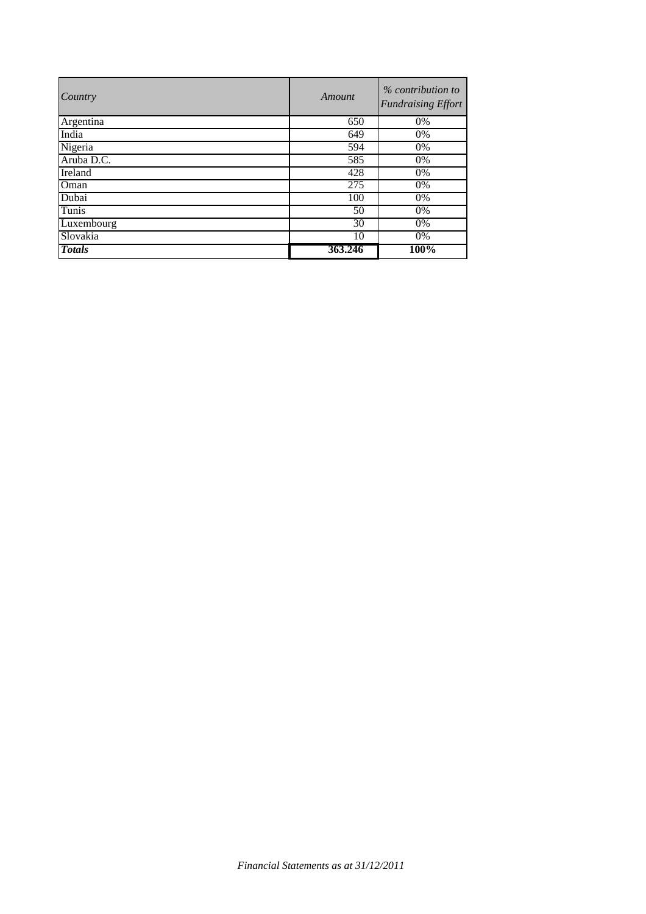| *Country* | *Amount* | *% contribution to Fundraising Effort* |
|---|---|---|
| Argentina | 650 | 0% |
| India | 649 | 0% |
| Nigeria | 594 | 0% |
| Aruba D.C. | 585 | 0% |
| Ireland | 428 | 0% |
| Oman | 275 | 0% |
| Dubai | 100 | 0% |
| Tunis | 50 | 0% |
| Luxembourg | 30 | 0% |
| Slovakia | 10 | 0% |
| ***Totals*** | **363.246** | **100%** |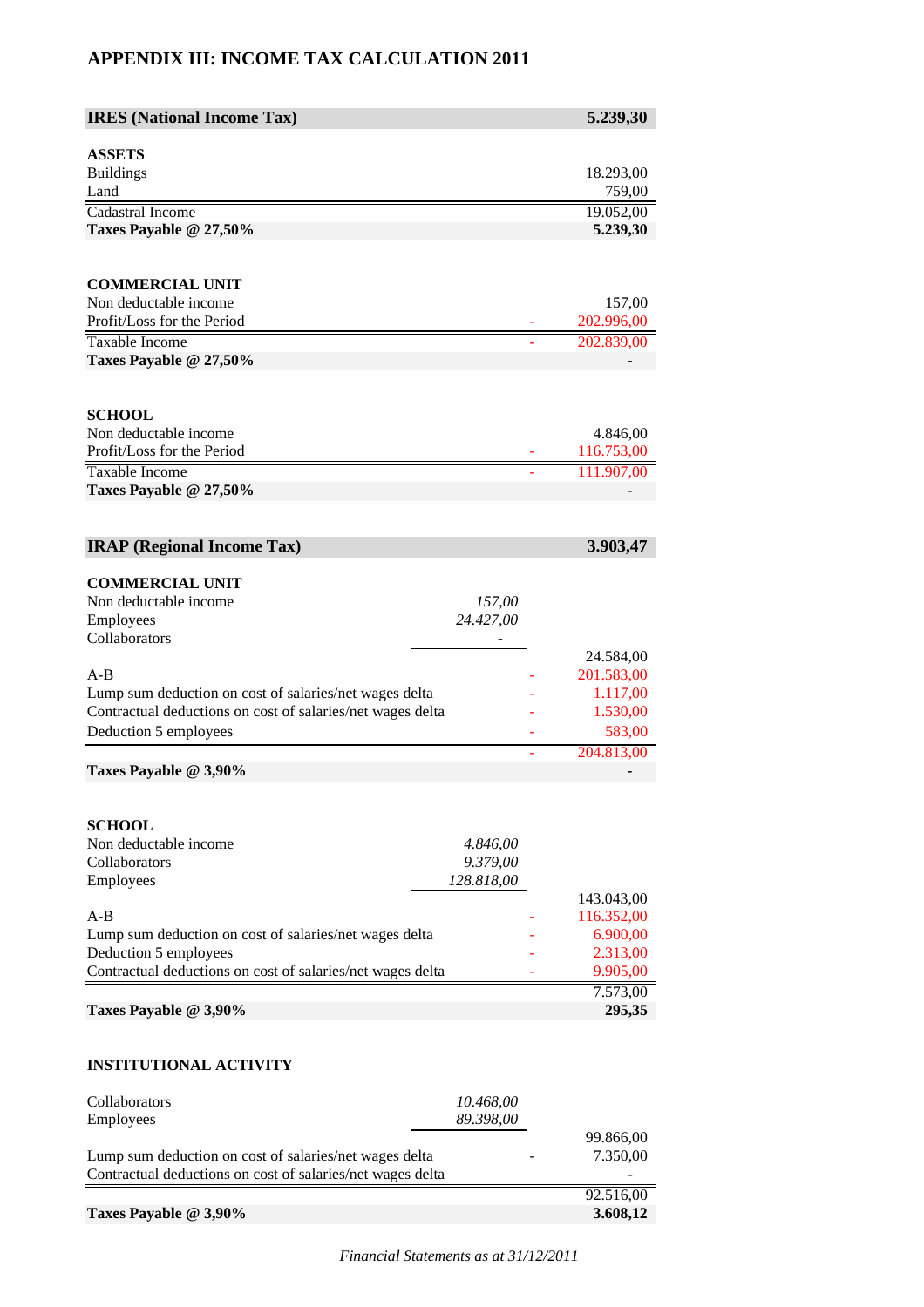## APPENDIX III: INCOME TAX CALCULATION 2011

| | | | |
|---|---|---|---|
| **IRES (National Income Tax)** | | | **5.239,30** |
| | | | |
| **ASSETS** | | | |
| Buildings | | | 18.293,00 |
| Land | | | 759,00 |
| Cadastral Income | | | 19.052,00 |
| **Taxes Payable @ 27,50%** | | | **5.239,30** |
| | | | |
| **COMMERCIAL UNIT** | | | |
| Non deductable income | | | 157,00 |
| Profit/Loss for the Period | | - | 202.996,00 |
| Taxable Income | | - | 202.839,00 |
| **Taxes Payable @ 27,50%** | | | - |
| | | | |
| **SCHOOL** | | | |
| Non deductable income | | | 4.846,00 |
| Profit/Loss for the Period | | - | 116.753,00 |
| Taxable Income | | - | 111.907,00 |
| **Taxes Payable @ 27,50%** | | | - |

| | | | |
|---|---|---|---|
| **IRAP (Regional Income Tax)** | | | **3.903,47** |
| | | | |
| **COMMERCIAL UNIT** | | | |
| Non deductable income | *157,00* | | |
| Employees | *24.427,00* | | |
| Collaborators | - | | |
| | | | 24.584,00 |
| A-B | | - | 201.583,00 |
| Lump sum deduction on cost of salaries/net wages delta | | - | 1.117,00 |
| Contractual deductions on cost of salaries/net wages delta | | - | 1.530,00 |
| Deduction 5 employees | | - | 583,00 |
| | | - | 204.813,00 |
| **Taxes Payable @ 3,90%** | | | - |
| | | | |
| **SCHOOL** | | | |
| Non deductable income | *4.846,00* | | |
| Collaborators | *9.379,00* | | |
| Employees | *128.818,00* | | |
| | | | 143.043,00 |
| A-B | | - | 116.352,00 |
| Lump sum deduction on cost of salaries/net wages delta | | - | 6.900,00 |
| Deduction 5 employees | | - | 2.313,00 |
| Contractual deductions on cost of salaries/net wages delta | | - | 9.905,00 |
| | | | 7.573,00 |
| **Taxes Payable @ 3,90%** | | | **295,35** |
| | | | |
| **INSTITUTIONAL ACTIVITY** | | | |
| Collaborators | *10.468,00* | | |
| Employees | *89.398,00* | | |
| | | | 99.866,00 |
| Lump sum deduction on cost of salaries/net wages delta | | - | 7.350,00 |
| Contractual deductions on cost of salaries/net wages delta | | | - |
| | | | 92.516,00 |
| **Taxes Payable @ 3,90%** | | | **3.608,12** |